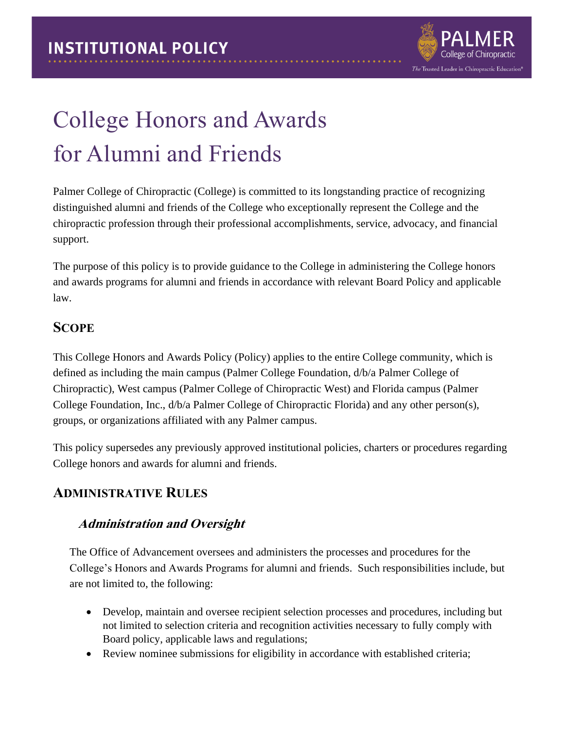# College Honors and Awards for Alumni and Friends

Palmer College of Chiropractic (College) is committed to its longstanding practice of recognizing distinguished alumni and friends of the College who exceptionally represent the College and the chiropractic profession through their professional accomplishments, service, advocacy, and financial support.

The purpose of this policy is to provide guidance to the College in administering the College honors and awards programs for alumni and friends in accordance with relevant Board Policy and applicable law.

## Scope

This College Honors and Awards Policy (Policy) applies to the entire College community, which is defined as including the main campus (Palmer College Foundation, d/b/a Palmer College of Chiropractic), West campus (Palmer College of Chiropractic West) and Florida campus (Palmer College Foundation, Inc., d/b/a Palmer College of Chiropractic Florida) and any other person(s), groups, or organizations affiliated with any Palmer campus.

This policy supersedes any previously approved institutional policies, charters or procedures regarding College honors and awards for alumni and friends.

## Administrative Rules

### *Administration and Oversight*

The Office of Advancement oversees and administers the processes and procedures for the College's Honors and Awards Programs for alumni and friends. Such responsibilities include, but are not limited to, the following:

- Develop, maintain and oversee recipient selection processes and procedures, including but not limited to selection criteria and recognition activities necessary to fully comply with Board policy, applicable laws and regulations;
- Review nominee submissions for eligibility in accordance with established criteria;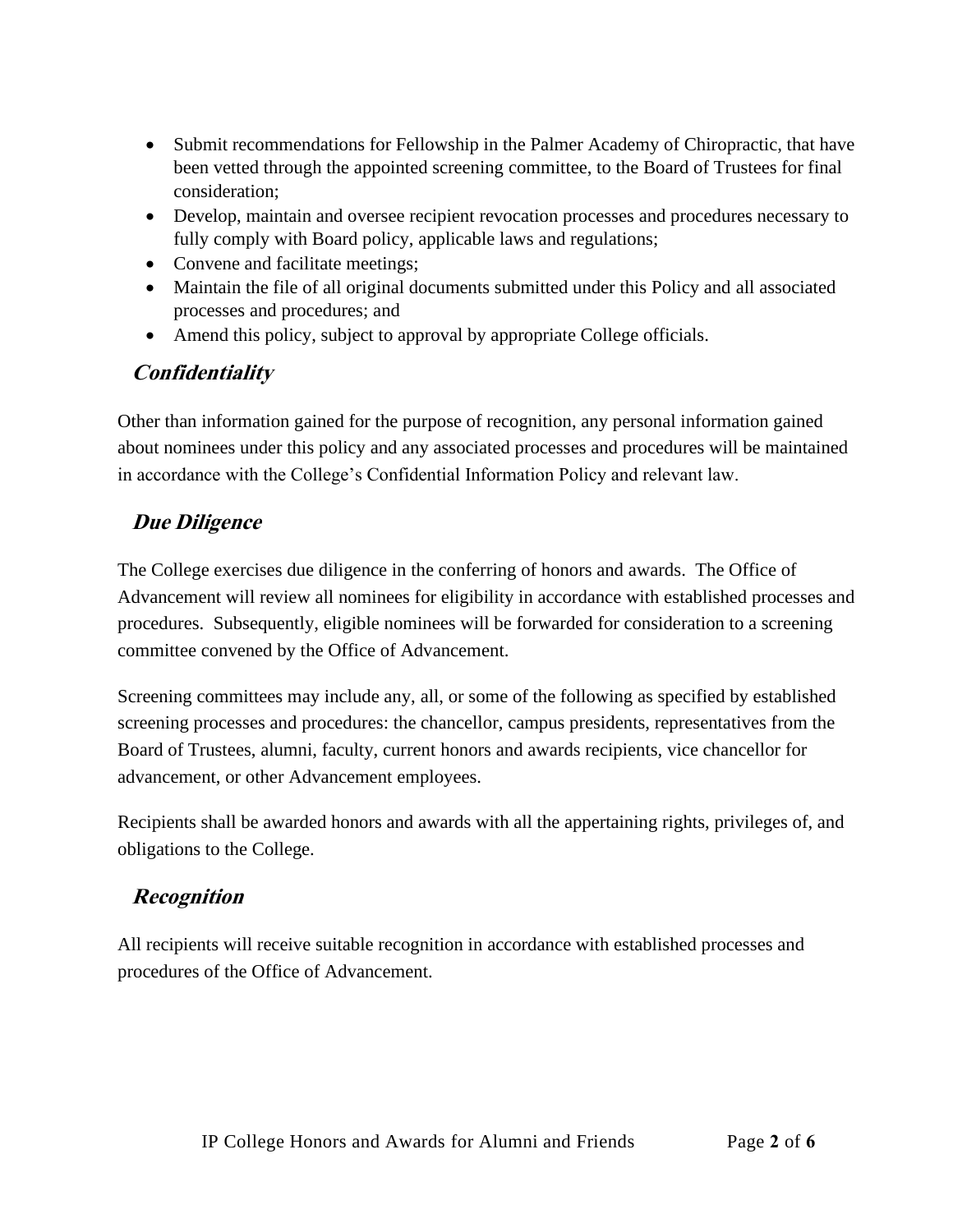- Submit recommendations for Fellowship in the Palmer Academy of Chiropractic, that have been vetted through the appointed screening committee, to the Board of Trustees for final consideration;
- Develop, maintain and oversee recipient revocation processes and procedures necessary to fully comply with Board policy, applicable laws and regulations;
- Convene and facilitate meetings;
- Maintain the file of all original documents submitted under this Policy and all associated processes and procedures; and
- Amend this policy, subject to approval by appropriate College officials.

### ***Confidentiality***

Other than information gained for the purpose of recognition, any personal information gained about nominees under this policy and any associated processes and procedures will be maintained in accordance with the College's Confidential Information Policy and relevant law.

### ***Due Diligence***

The College exercises due diligence in the conferring of honors and awards. The Office of Advancement will review all nominees for eligibility in accordance with established processes and procedures. Subsequently, eligible nominees will be forwarded for consideration to a screening committee convened by the Office of Advancement.

Screening committees may include any, all, or some of the following as specified by established screening processes and procedures: the chancellor, campus presidents, representatives from the Board of Trustees, alumni, faculty, current honors and awards recipients, vice chancellor for advancement, or other Advancement employees.

Recipients shall be awarded honors and awards with all the appertaining rights, privileges of, and obligations to the College.

### ***Recognition***

All recipients will receive suitable recognition in accordance with established processes and procedures of the Office of Advancement.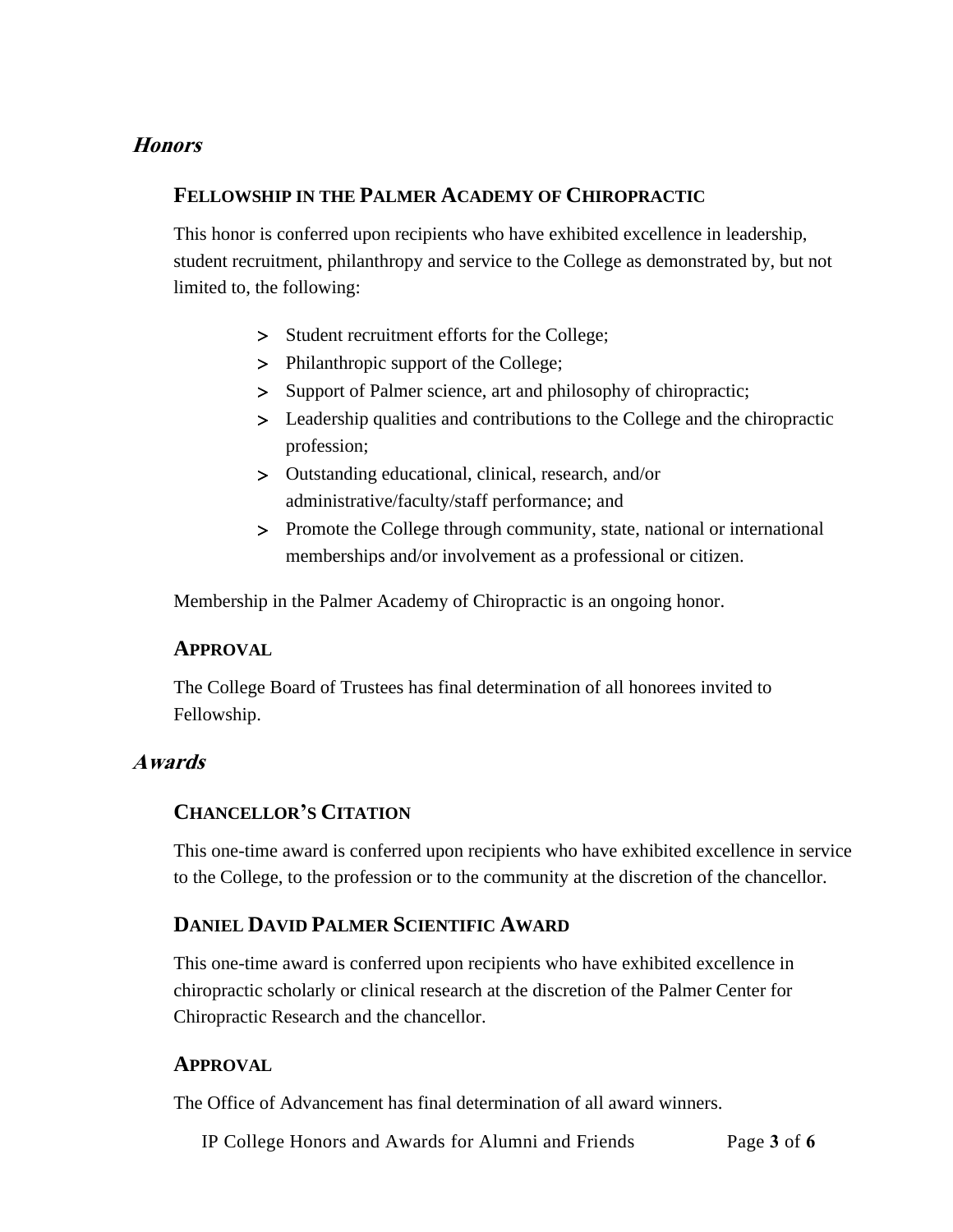## *Honors*

### FELLOWSHIP IN THE PALMER ACADEMY OF CHIROPRACTIC

This honor is conferred upon recipients who have exhibited excellence in leadership, student recruitment, philanthropy and service to the College as demonstrated by, but not limited to, the following:

- Student recruitment efforts for the College;
- Philanthropic support of the College;
- Support of Palmer science, art and philosophy of chiropractic;
- Leadership qualities and contributions to the College and the chiropractic profession;
- Outstanding educational, clinical, research, and/or administrative/faculty/staff performance; and
- Promote the College through community, state, national or international memberships and/or involvement as a professional or citizen.

Membership in the Palmer Academy of Chiropractic is an ongoing honor.

### APPROVAL

The College Board of Trustees has final determination of all honorees invited to Fellowship.

## *Awards*

### CHANCELLOR'S CITATION

This one-time award is conferred upon recipients who have exhibited excellence in service to the College, to the profession or to the community at the discretion of the chancellor.

### DANIEL DAVID PALMER SCIENTIFIC AWARD

This one-time award is conferred upon recipients who have exhibited excellence in chiropractic scholarly or clinical research at the discretion of the Palmer Center for Chiropractic Research and the chancellor.

### APPROVAL

The Office of Advancement has final determination of all award winners.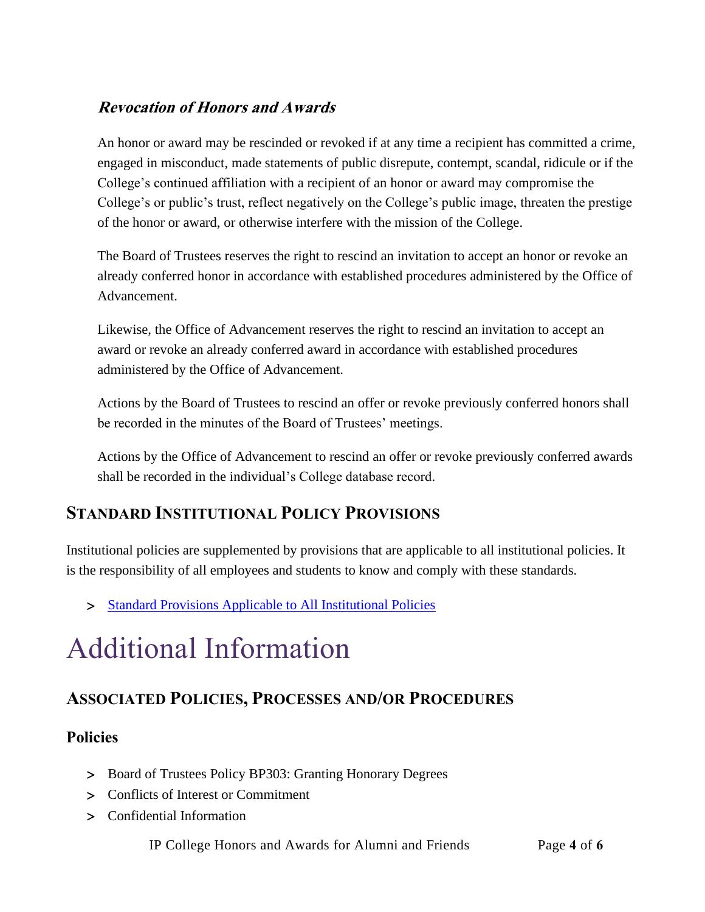### *Revocation of Honors and Awards*

An honor or award may be rescinded or revoked if at any time a recipient has committed a crime, engaged in misconduct, made statements of public disrepute, contempt, scandal, ridicule or if the College's continued affiliation with a recipient of an honor or award may compromise the College's or public's trust, reflect negatively on the College's public image, threaten the prestige of the honor or award, or otherwise interfere with the mission of the College.

The Board of Trustees reserves the right to rescind an invitation to accept an honor or revoke an already conferred honor in accordance with established procedures administered by the Office of Advancement.

Likewise, the Office of Advancement reserves the right to rescind an invitation to accept an award or revoke an already conferred award in accordance with established procedures administered by the Office of Advancement.

Actions by the Board of Trustees to rescind an offer or revoke previously conferred honors shall be recorded in the minutes of the Board of Trustees' meetings.

Actions by the Office of Advancement to rescind an offer or revoke previously conferred awards shall be recorded in the individual's College database record.

## Standard Institutional Policy Provisions

Institutional policies are supplemented by provisions that are applicable to all institutional policies. It is the responsibility of all employees and students to know and comply with these standards.

- Standard Provisions Applicable to All Institutional Policies

# Additional Information

## Associated Policies, Processes and/or Procedures

### Policies

- Board of Trustees Policy BP303: Granting Honorary Degrees
- Conflicts of Interest or Commitment
- Confidential Information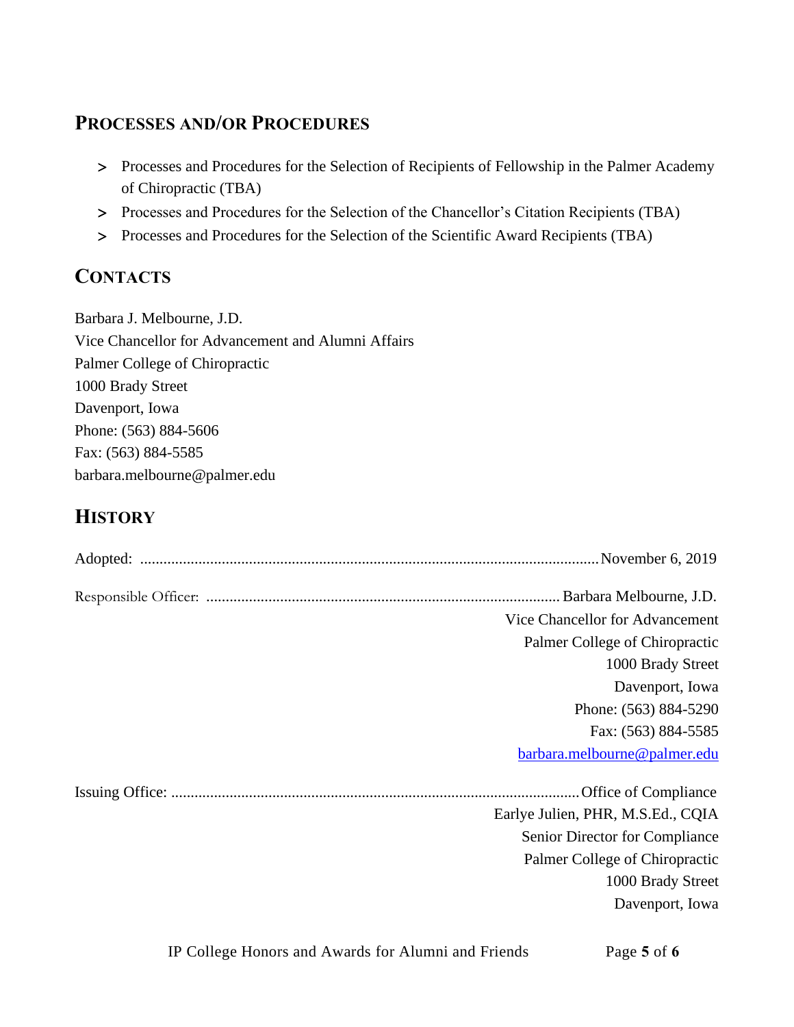## PROCESSES AND/OR PROCEDURES

- Processes and Procedures for the Selection of Recipients of Fellowship in the Palmer Academy of Chiropractic (TBA)
- Processes and Procedures for the Selection of the Chancellor's Citation Recipients (TBA)
- Processes and Procedures for the Selection of the Scientific Award Recipients (TBA)

## CONTACTS

Barbara J. Melbourne, J.D.
Vice Chancellor for Advancement and Alumni Affairs
Palmer College of Chiropractic
1000 Brady Street
Davenport, Iowa
Phone: (563) 884-5606
Fax: (563) 884-5585
barbara.melbourne@palmer.edu

## HISTORY

Adopted: ........................................................................................................................ November 6, 2019

Responsible Officer: ........................................................................................ Barbara Melbourne, J.D.
Vice Chancellor for Advancement
Palmer College of Chiropractic
1000 Brady Street
Davenport, Iowa
Phone: (563) 884-5290
Fax: (563) 884-5585
barbara.melbourne@palmer.edu

Issuing Office: ........................................................................................................ Office of Compliance
Earlye Julien, PHR, M.S.Ed., CQIA
Senior Director for Compliance
Palmer College of Chiropractic
1000 Brady Street
Davenport, Iowa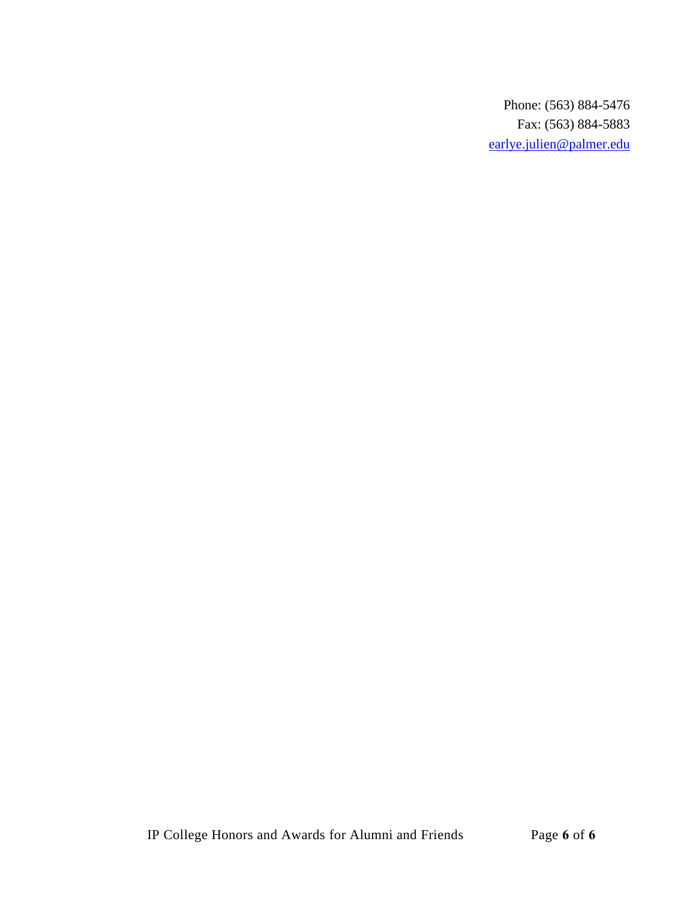Phone: (563) 884-5476
Fax: (563) 884-5883
earlye.julien@palmer.edu